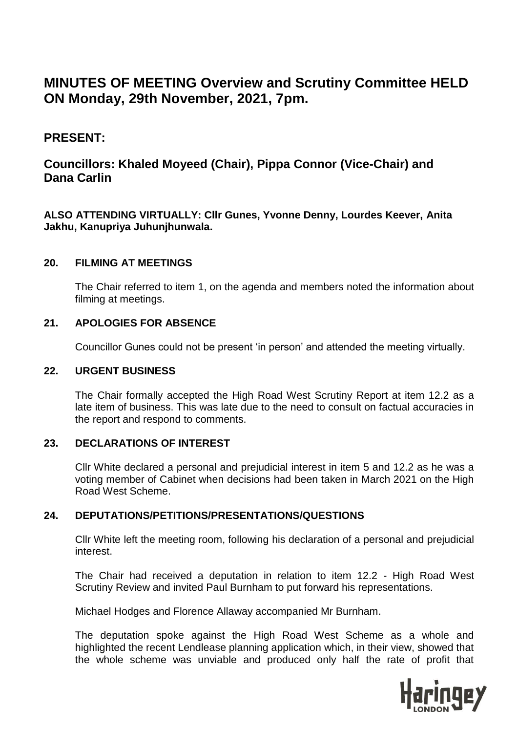# MINUTES OF MEETING Overview and Scrutiny Committee HELD ON Monday, 29th November, 2021, 7pm.

## PRESENT:

## Councillors: Khaled Moyeed (Chair), Pippa Connor (Vice-Chair) and Dana Carlin

**ALSO ATTENDING VIRTUALLY: Cllr Gunes, Yvonne Denny, Lourdes Keever, Anita Jakhu, Kanupriya Juhunjhunwala.**

### 20. FILMING AT MEETINGS

The Chair referred to item 1, on the agenda and members noted the information about filming at meetings.

### 21. APOLOGIES FOR ABSENCE

Councillor Gunes could not be present 'in person' and attended the meeting virtually.

### 22. URGENT BUSINESS

The Chair formally accepted the High Road West Scrutiny Report at item 12.2 as a late item of business. This was late due to the need to consult on factual accuracies in the report and respond to comments.

### 23. DECLARATIONS OF INTEREST

Cllr White declared a personal and prejudicial interest in item 5 and 12.2 as he was a voting member of Cabinet when decisions had been taken in March 2021 on the High Road West Scheme.

### 24. DEPUTATIONS/PETITIONS/PRESENTATIONS/QUESTIONS

Cllr White left the meeting room, following his declaration of a personal and prejudicial interest.

The Chair had received a deputation in relation to item 12.2 - High Road West Scrutiny Review and invited Paul Burnham to put forward his representations.

Michael Hodges and Florence Allaway accompanied Mr Burnham.

The deputation spoke against the High Road West Scheme as a whole and highlighted the recent Lendlease planning application which, in their view, showed that the whole scheme was unviable and produced only half the rate of profit that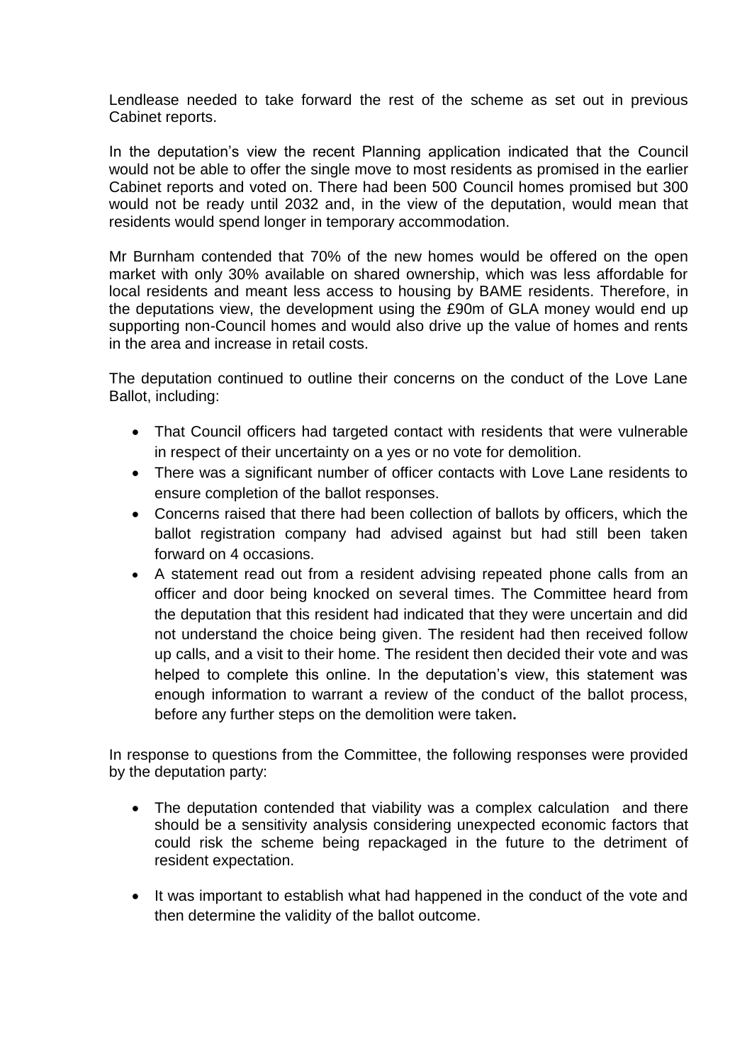Lendlease needed to take forward the rest of the scheme as set out in previous Cabinet reports.

In the deputation's view the recent Planning application indicated that the Council would not be able to offer the single move to most residents as promised in the earlier Cabinet reports and voted on. There had been 500 Council homes promised but 300 would not be ready until 2032 and, in the view of the deputation, would mean that residents would spend longer in temporary accommodation.

Mr Burnham contended that 70% of the new homes would be offered on the open market with only 30% available on shared ownership, which was less affordable for local residents and meant less access to housing by BAME residents. Therefore, in the deputations view, the development using the £90m of GLA money would end up supporting non-Council homes and would also drive up the value of homes and rents in the area and increase in retail costs.

The deputation continued to outline their concerns on the conduct of the Love Lane Ballot, including:

- That Council officers had targeted contact with residents that were vulnerable in respect of their uncertainty on a yes or no vote for demolition.
- There was a significant number of officer contacts with Love Lane residents to ensure completion of the ballot responses.
- Concerns raised that there had been collection of ballots by officers, which the ballot registration company had advised against but had still been taken forward on 4 occasions.
- A statement read out from a resident advising repeated phone calls from an officer and door being knocked on several times. The Committee heard from the deputation that this resident had indicated that they were uncertain and did not understand the choice being given. The resident had then received follow up calls, and a visit to their home. The resident then decided their vote and was helped to complete this online. In the deputation's view, this statement was enough information to warrant a review of the conduct of the ballot process, before any further steps on the demolition were taken.

In response to questions from the Committee, the following responses were provided by the deputation party:

- The deputation contended that viability was a complex calculation and there should be a sensitivity analysis considering unexpected economic factors that could risk the scheme being repackaged in the future to the detriment of resident expectation.

- It was important to establish what had happened in the conduct of the vote and then determine the validity of the ballot outcome.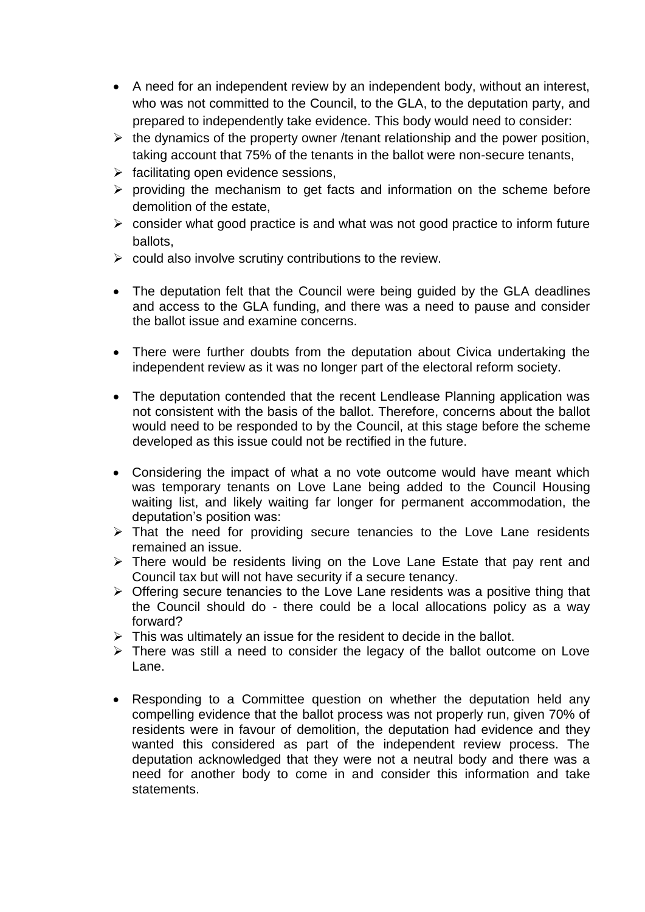- A need for an independent review by an independent body, without an interest, who was not committed to the Council, to the GLA, to the deputation party, and prepared to independently take evidence. This body would need to consider:
  - the dynamics of the property owner /tenant relationship and the power position, taking account that 75% of the tenants in the ballot were non-secure tenants,
  - facilitating open evidence sessions,
  - providing the mechanism to get facts and information on the scheme before demolition of the estate,
  - consider what good practice is and what was not good practice to inform future ballots,
  - could also involve scrutiny contributions to the review.

- The deputation felt that the Council were being guided by the GLA deadlines and access to the GLA funding, and there was a need to pause and consider the ballot issue and examine concerns.

- There were further doubts from the deputation about Civica undertaking the independent review as it was no longer part of the electoral reform society.

- The deputation contended that the recent Lendlease Planning application was not consistent with the basis of the ballot. Therefore, concerns about the ballot would need to be responded to by the Council, at this stage before the scheme developed as this issue could not be rectified in the future.

- Considering the impact of what a no vote outcome would have meant which was temporary tenants on Love Lane being added to the Council Housing waiting list, and likely waiting far longer for permanent accommodation, the deputation's position was:
  - That the need for providing secure tenancies to the Love Lane residents remained an issue.
  - There would be residents living on the Love Lane Estate that pay rent and Council tax but will not have security if a secure tenancy.
  - Offering secure tenancies to the Love Lane residents was a positive thing that the Council should do - there could be a local allocations policy as a way forward?
  - This was ultimately an issue for the resident to decide in the ballot.
  - There was still a need to consider the legacy of the ballot outcome on Love Lane.

- Responding to a Committee question on whether the deputation held any compelling evidence that the ballot process was not properly run, given 70% of residents were in favour of demolition, the deputation had evidence and they wanted this considered as part of the independent review process. The deputation acknowledged that they were not a neutral body and there was a need for another body to come in and consider this information and take statements.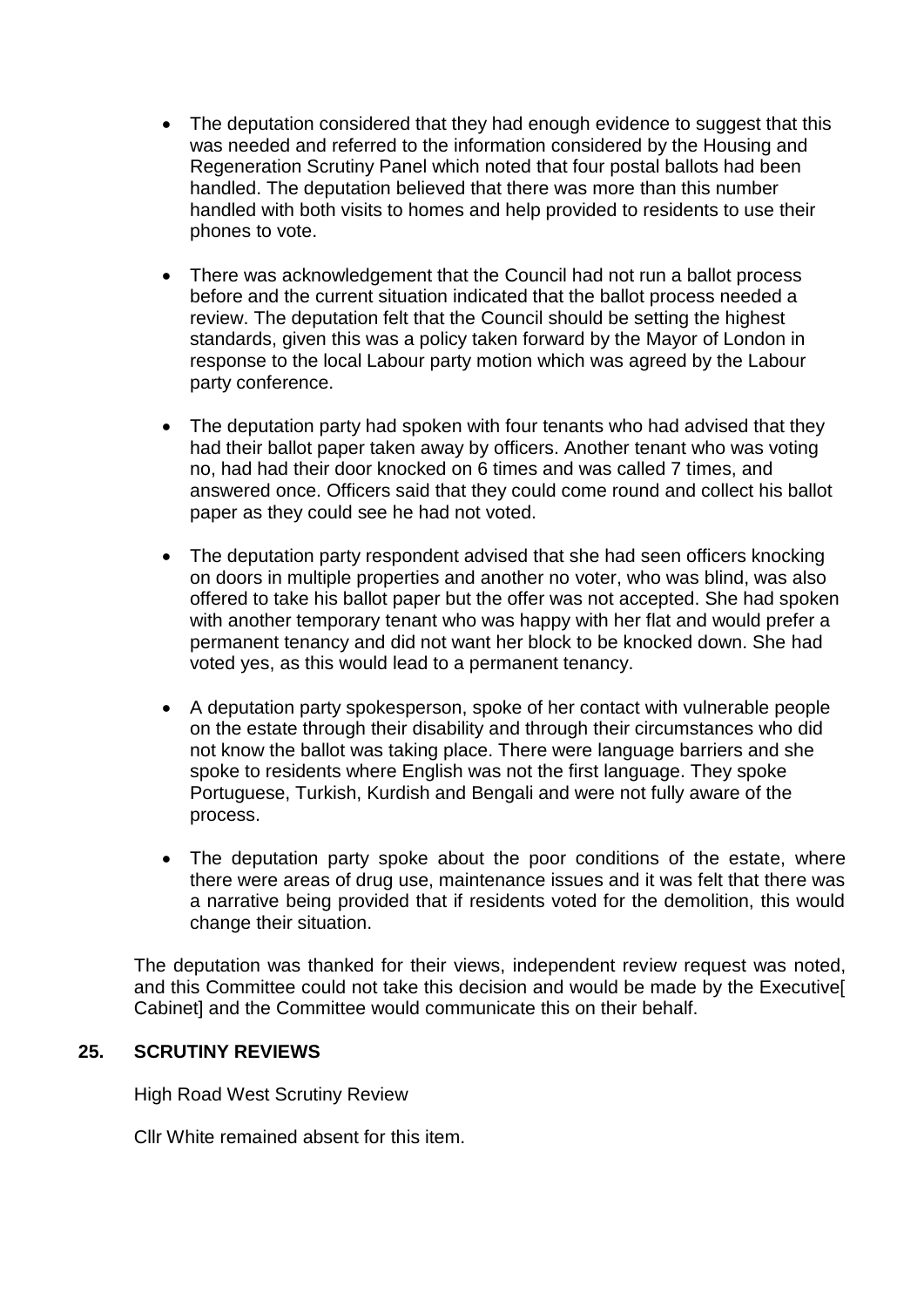- The deputation considered that they had enough evidence to suggest that this was needed and referred to the information considered by the Housing and Regeneration Scrutiny Panel which noted that four postal ballots had been handled. The deputation believed that there was more than this number handled with both visits to homes and help provided to residents to use their phones to vote.

- There was acknowledgement that the Council had not run a ballot process before and the current situation indicated that the ballot process needed a review. The deputation felt that the Council should be setting the highest standards, given this was a policy taken forward by the Mayor of London in response to the local Labour party motion which was agreed by the Labour party conference.

- The deputation party had spoken with four tenants who had advised that they had their ballot paper taken away by officers. Another tenant who was voting no, had had their door knocked on 6 times and was called 7 times, and answered once. Officers said that they could come round and collect his ballot paper as they could see he had not voted.

- The deputation party respondent advised that she had seen officers knocking on doors in multiple properties and another no voter, who was blind, was also offered to take his ballot paper but the offer was not accepted. She had spoken with another temporary tenant who was happy with her flat and would prefer a permanent tenancy and did not want her block to be knocked down. She had voted yes, as this would lead to a permanent tenancy.

- A deputation party spokesperson, spoke of her contact with vulnerable people on the estate through their disability and through their circumstances who did not know the ballot was taking place. There were language barriers and she spoke to residents where English was not the first language. They spoke Portuguese, Turkish, Kurdish and Bengali and were not fully aware of the process.

- The deputation party spoke about the poor conditions of the estate, where there were areas of drug use, maintenance issues and it was felt that there was a narrative being provided that if residents voted for the demolition, this would change their situation.

The deputation was thanked for their views, independent review request was noted, and this Committee could not take this decision and would be made by the Executive[ Cabinet] and the Committee would communicate this on their behalf.

## 25. SCRUTINY REVIEWS

High Road West Scrutiny Review

Cllr White remained absent for this item.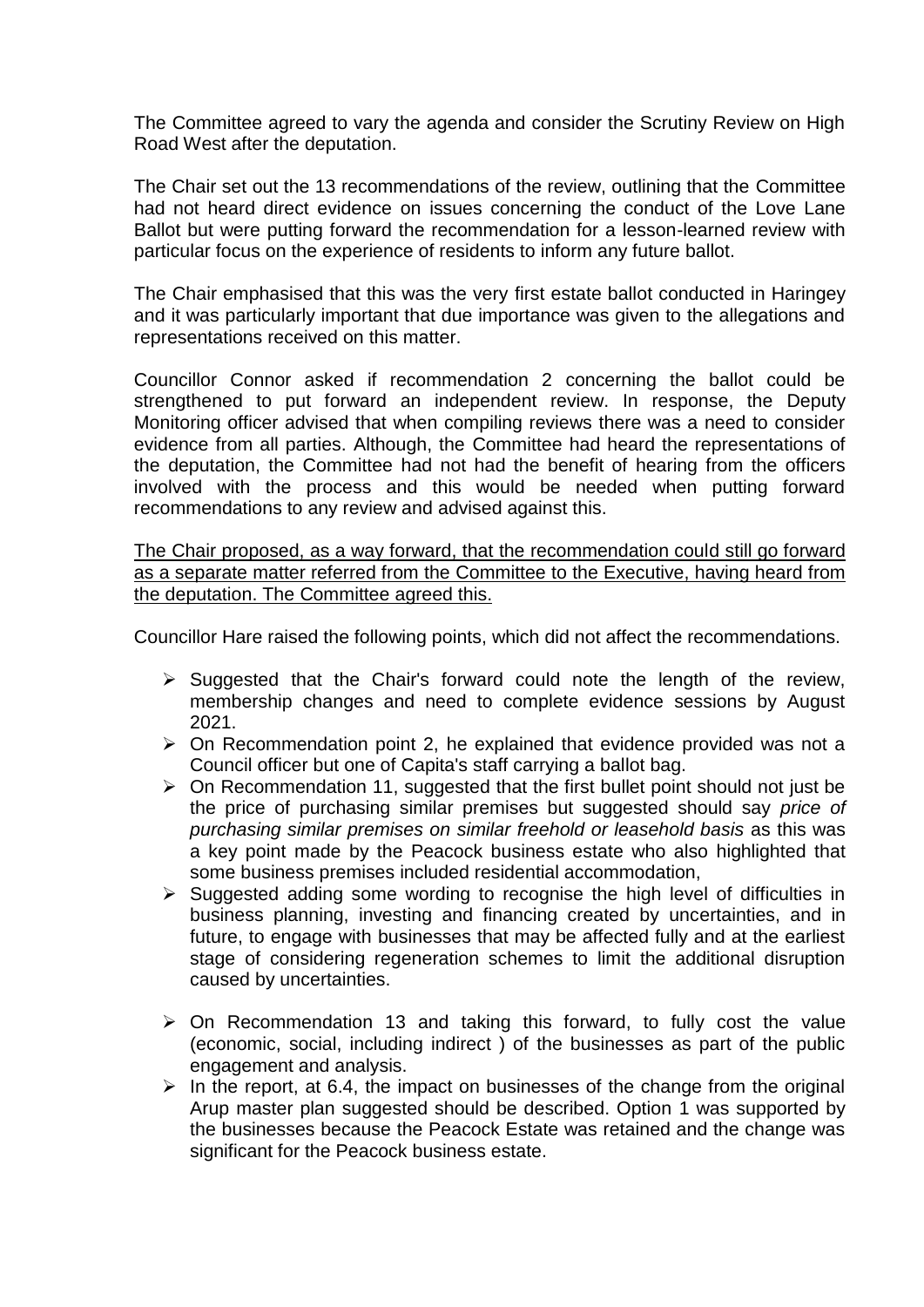The Committee agreed to vary the agenda and consider the Scrutiny Review on High Road West after the deputation.

The Chair set out the 13 recommendations of the review, outlining that the Committee had not heard direct evidence on issues concerning the conduct of the Love Lane Ballot but were putting forward the recommendation for a lesson-learned review with particular focus on the experience of residents to inform any future ballot.

The Chair emphasised that this was the very first estate ballot conducted in Haringey and it was particularly important that due importance was given to the allegations and representations received on this matter.

Councillor Connor asked if recommendation 2 concerning the ballot could be strengthened to put forward an independent review. In response, the Deputy Monitoring officer advised that when compiling reviews there was a need to consider evidence from all parties. Although, the Committee had heard the representations of the deputation, the Committee had not had the benefit of hearing from the officers involved with the process and this would be needed when putting forward recommendations to any review and advised against this.

<u>The Chair proposed, as a way forward, that the recommendation could still go forward as a separate matter referred from the Committee to the Executive, having heard from the deputation. The Committee agreed this.</u>

Councillor Hare raised the following points, which did not affect the recommendations.

- Suggested that the Chair's forward could note the length of the review, membership changes and need to complete evidence sessions by August 2021.
- On Recommendation point 2, he explained that evidence provided was not a Council officer but one of Capita's staff carrying a ballot bag.
- On Recommendation 11, suggested that the first bullet point should not just be the price of purchasing similar premises but suggested should say *price of purchasing similar premises on similar freehold or leasehold basis* as this was a key point made by the Peacock business estate who also highlighted that some business premises included residential accommodation,
- Suggested adding some wording to recognise the high level of difficulties in business planning, investing and financing created by uncertainties, and in future, to engage with businesses that may be affected fully and at the earliest stage of considering regeneration schemes to limit the additional disruption caused by uncertainties.
- On Recommendation 13 and taking this forward, to fully cost the value (economic, social, including indirect ) of the businesses as part of the public engagement and analysis.
- In the report, at 6.4, the impact on businesses of the change from the original Arup master plan suggested should be described. Option 1 was supported by the businesses because the Peacock Estate was retained and the change was significant for the Peacock business estate.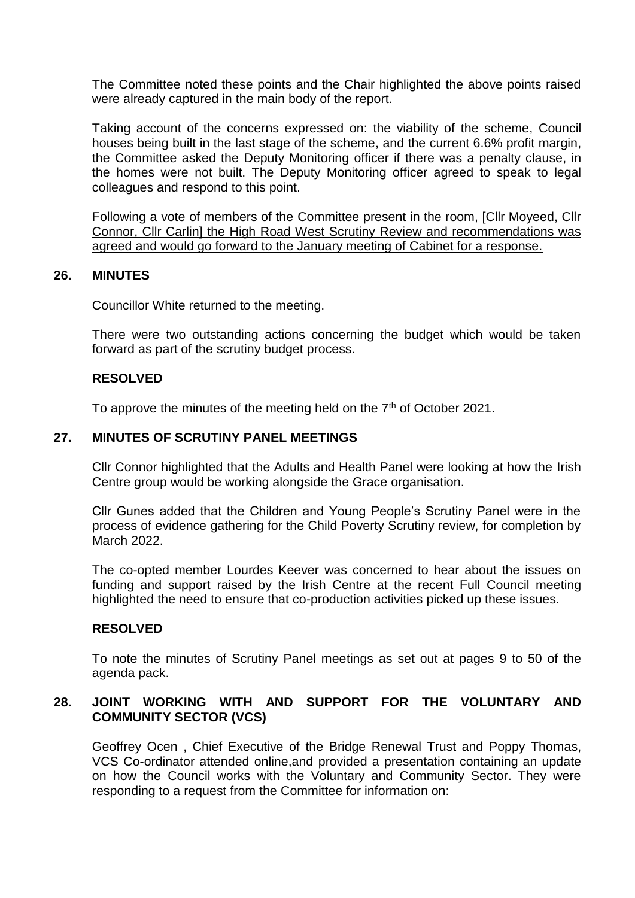The Committee noted these points and the Chair highlighted the above points raised were already captured in the main body of the report.

Taking account of the concerns expressed on: the viability of the scheme, Council houses being built in the last stage of the scheme, and the current 6.6% profit margin, the Committee asked the Deputy Monitoring officer if there was a penalty clause, in the homes were not built. The Deputy Monitoring officer agreed to speak to legal colleagues and respond to this point.

<u>Following a vote of members of the Committee present in the room, [Cllr Moyeed, Cllr Connor, Cllr Carlin] the High Road West Scrutiny Review and recommendations was agreed and would go forward to the January meeting of Cabinet for a response.</u>

## 26. MINUTES

Councillor White returned to the meeting.

There were two outstanding actions concerning the budget which would be taken forward as part of the scrutiny budget process.

**RESOLVED**

To approve the minutes of the meeting held on the 7th of October 2021.

## 27. MINUTES OF SCRUTINY PANEL MEETINGS

Cllr Connor highlighted that the Adults and Health Panel were looking at how the Irish Centre group would be working alongside the Grace organisation.

Cllr Gunes added that the Children and Young People's Scrutiny Panel were in the process of evidence gathering for the Child Poverty Scrutiny review, for completion by March 2022.

The co-opted member Lourdes Keever was concerned to hear about the issues on funding and support raised by the Irish Centre at the recent Full Council meeting highlighted the need to ensure that co-production activities picked up these issues.

**RESOLVED**

To note the minutes of Scrutiny Panel meetings as set out at pages 9 to 50 of the agenda pack.

## 28. JOINT WORKING WITH AND SUPPORT FOR THE VOLUNTARY AND COMMUNITY SECTOR (VCS)

Geoffrey Ocen , Chief Executive of the Bridge Renewal Trust and Poppy Thomas, VCS Co-ordinator attended online,and provided a presentation containing an update on how the Council works with the Voluntary and Community Sector. They were responding to a request from the Committee for information on: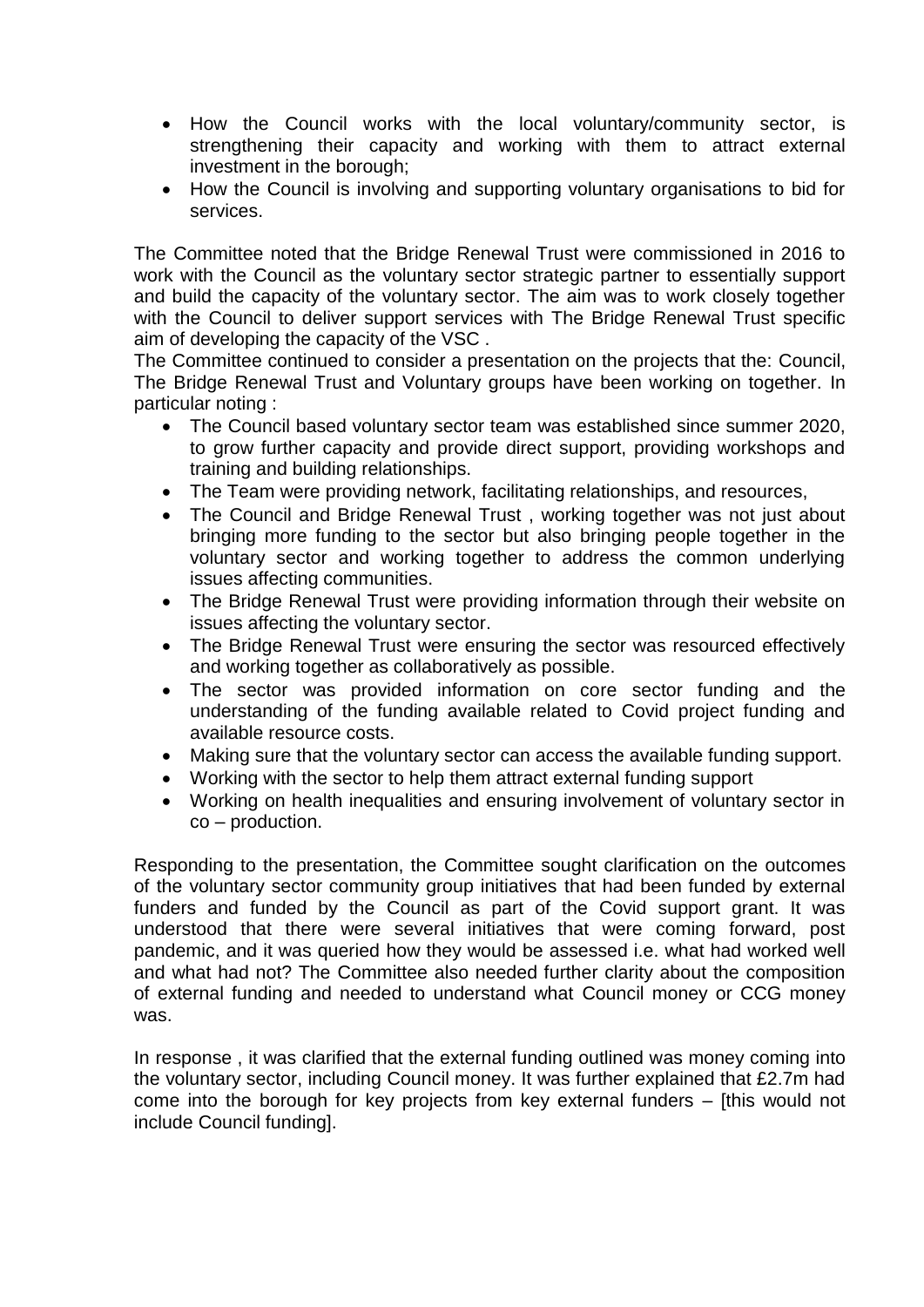- How the Council works with the local voluntary/community sector, is strengthening their capacity and working with them to attract external investment in the borough;
- How the Council is involving and supporting voluntary organisations to bid for services.

The Committee noted that the Bridge Renewal Trust were commissioned in 2016 to work with the Council as the voluntary sector strategic partner to essentially support and build the capacity of the voluntary sector. The aim was to work closely together with the Council to deliver support services with The Bridge Renewal Trust specific aim of developing the capacity of the VSC .

The Committee continued to consider a presentation on the projects that the: Council, The Bridge Renewal Trust and Voluntary groups have been working on together. In particular noting :

- The Council based voluntary sector team was established since summer 2020, to grow further capacity and provide direct support, providing workshops and training and building relationships.
- The Team were providing network, facilitating relationships, and resources,
- The Council and Bridge Renewal Trust , working together was not just about bringing more funding to the sector but also bringing people together in the voluntary sector and working together to address the common underlying issues affecting communities.
- The Bridge Renewal Trust were providing information through their website on issues affecting the voluntary sector.
- The Bridge Renewal Trust were ensuring the sector was resourced effectively and working together as collaboratively as possible.
- The sector was provided information on core sector funding and the understanding of the funding available related to Covid project funding and available resource costs.
- Making sure that the voluntary sector can access the available funding support.
- Working with the sector to help them attract external funding support
- Working on health inequalities and ensuring involvement of voluntary sector in co – production.

Responding to the presentation, the Committee sought clarification on the outcomes of the voluntary sector community group initiatives that had been funded by external funders and funded by the Council as part of the Covid support grant. It was understood that there were several initiatives that were coming forward, post pandemic, and it was queried how they would be assessed i.e. what had worked well and what had not? The Committee also needed further clarity about the composition of external funding and needed to understand what Council money or CCG money was.

In response , it was clarified that the external funding outlined was money coming into the voluntary sector, including Council money. It was further explained that £2.7m had come into the borough for key projects from key external funders – [this would not include Council funding].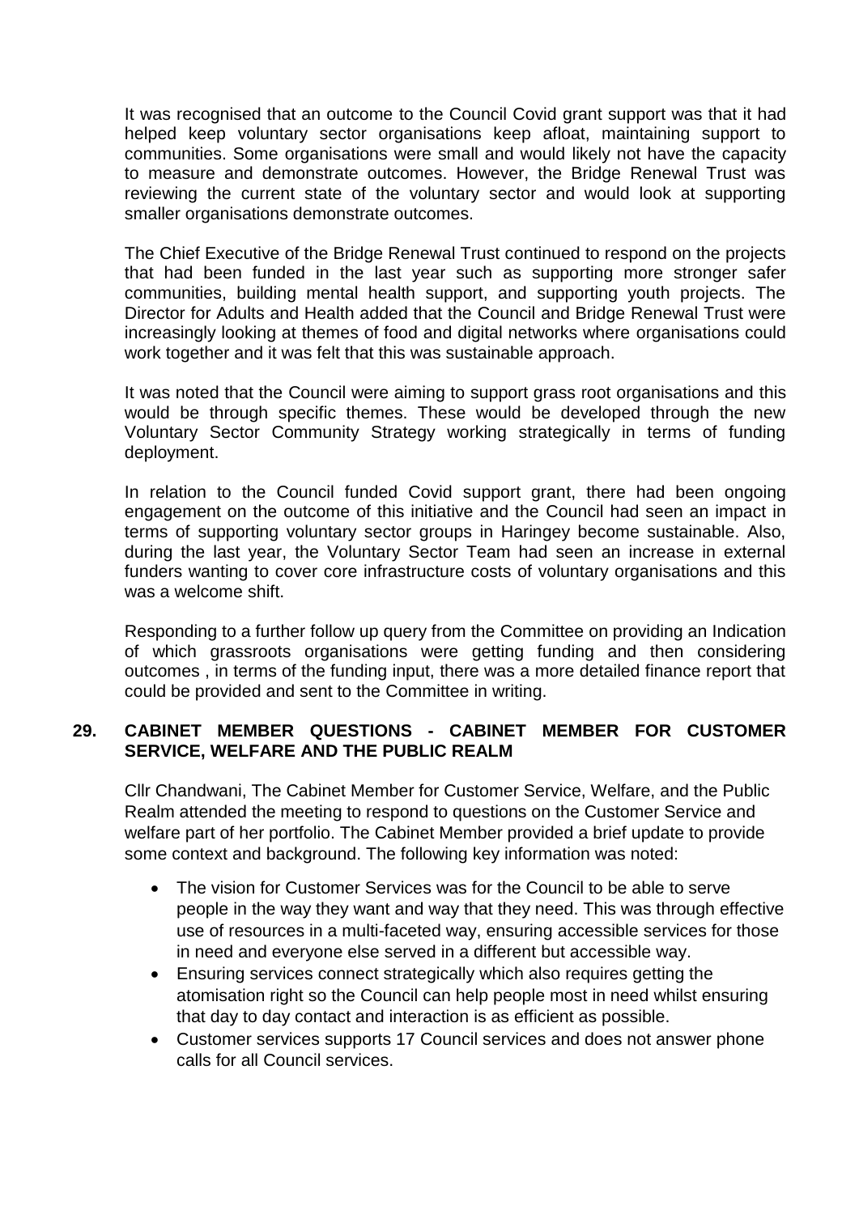It was recognised that an outcome to the Council Covid grant support was that it had helped keep voluntary sector organisations keep afloat, maintaining support to communities. Some organisations were small and would likely not have the capacity to measure and demonstrate outcomes. However, the Bridge Renewal Trust was reviewing the current state of the voluntary sector and would look at supporting smaller organisations demonstrate outcomes.

The Chief Executive of the Bridge Renewal Trust continued to respond on the projects that had been funded in the last year such as supporting more stronger safer communities, building mental health support, and supporting youth projects. The Director for Adults and Health added that the Council and Bridge Renewal Trust were increasingly looking at themes of food and digital networks where organisations could work together and it was felt that this was sustainable approach.

It was noted that the Council were aiming to support grass root organisations and this would be through specific themes. These would be developed through the new Voluntary Sector Community Strategy working strategically in terms of funding deployment.

In relation to the Council funded Covid support grant, there had been ongoing engagement on the outcome of this initiative and the Council had seen an impact in terms of supporting voluntary sector groups in Haringey become sustainable. Also, during the last year, the Voluntary Sector Team had seen an increase in external funders wanting to cover core infrastructure costs of voluntary organisations and this was a welcome shift.

Responding to a further follow up query from the Committee on providing an Indication of which grassroots organisations were getting funding and then considering outcomes , in terms of the funding input, there was a more detailed finance report that could be provided and sent to the Committee in writing.

## 29. CABINET MEMBER QUESTIONS - CABINET MEMBER FOR CUSTOMER SERVICE, WELFARE AND THE PUBLIC REALM

Cllr Chandwani, The Cabinet Member for Customer Service, Welfare, and the Public Realm attended the meeting to respond to questions on the Customer Service and welfare part of her portfolio. The Cabinet Member provided a brief update to provide some context and background. The following key information was noted:

- The vision for Customer Services was for the Council to be able to serve people in the way they want and way that they need. This was through effective use of resources in a multi-faceted way, ensuring accessible services for those in need and everyone else served in a different but accessible way.
- Ensuring services connect strategically which also requires getting the atomisation right so the Council can help people most in need whilst ensuring that day to day contact and interaction is as efficient as possible.
- Customer services supports 17 Council services and does not answer phone calls for all Council services.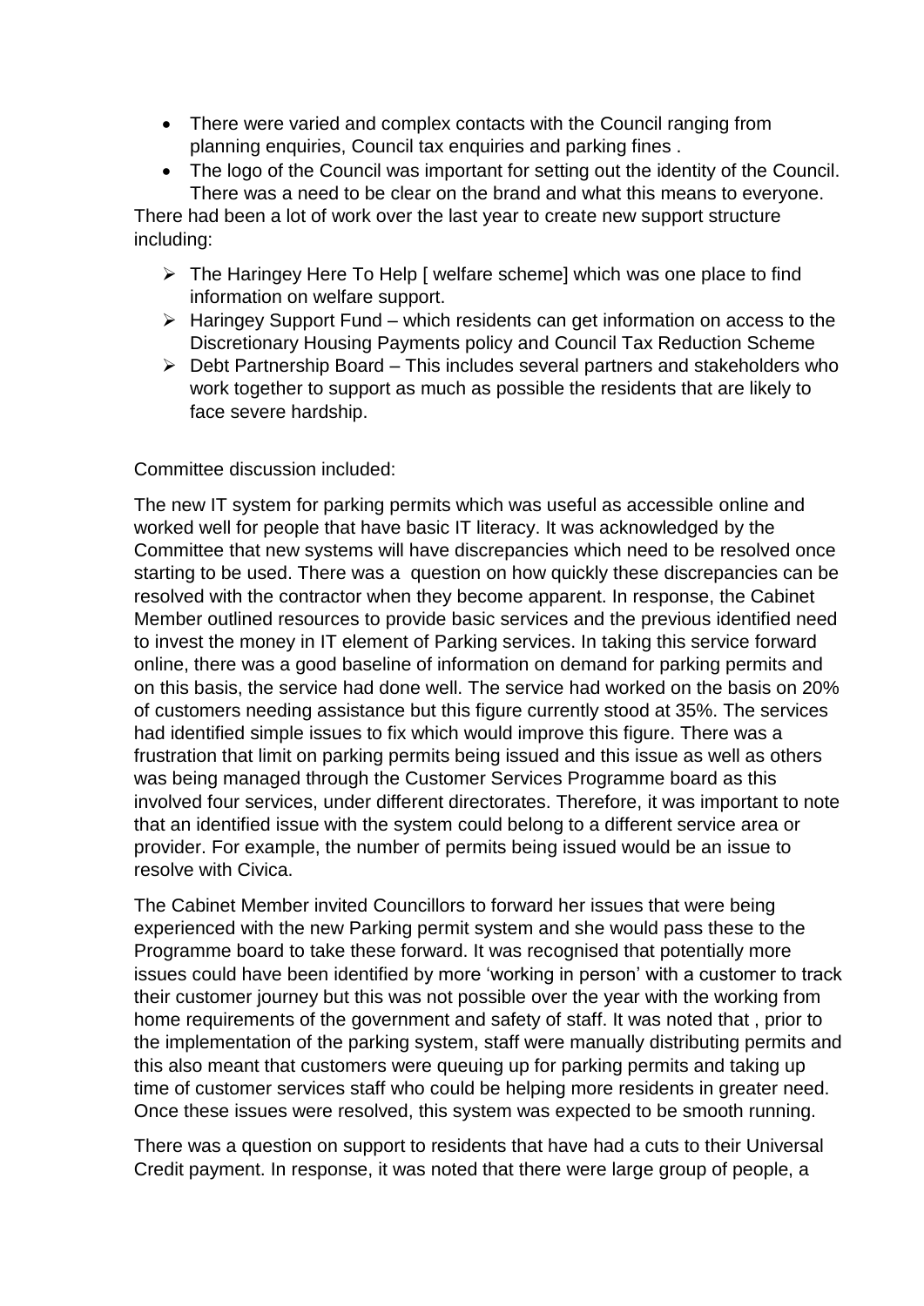- There were varied and complex contacts with the Council ranging from planning enquiries, Council tax enquiries and parking fines .
- The logo of the Council was important for setting out the identity of the Council. There was a need to be clear on the brand and what this means to everyone.

There had been a lot of work over the last year to create new support structure including:

- The Haringey Here To Help [ welfare scheme] which was one place to find information on welfare support.
- Haringey Support Fund – which residents can get information on access to the Discretionary Housing Payments policy and Council Tax Reduction Scheme
- Debt Partnership Board – This includes several partners and stakeholders who work together to support as much as possible the residents that are likely to face severe hardship.

Committee discussion included:

The new IT system for parking permits which was useful as accessible online and worked well for people that have basic IT literacy. It was acknowledged by the Committee that new systems will have discrepancies which need to be resolved once starting to be used. There was a question on how quickly these discrepancies can be resolved with the contractor when they become apparent. In response, the Cabinet Member outlined resources to provide basic services and the previous identified need to invest the money in IT element of Parking services. In taking this service forward online, there was a good baseline of information on demand for parking permits and on this basis, the service had done well. The service had worked on the basis on 20% of customers needing assistance but this figure currently stood at 35%. The services had identified simple issues to fix which would improve this figure. There was a frustration that limit on parking permits being issued and this issue as well as others was being managed through the Customer Services Programme board as this involved four services, under different directorates. Therefore, it was important to note that an identified issue with the system could belong to a different service area or provider. For example, the number of permits being issued would be an issue to resolve with Civica.

The Cabinet Member invited Councillors to forward her issues that were being experienced with the new Parking permit system and she would pass these to the Programme board to take these forward. It was recognised that potentially more issues could have been identified by more 'working in person' with a customer to track their customer journey but this was not possible over the year with the working from home requirements of the government and safety of staff. It was noted that , prior to the implementation of the parking system, staff were manually distributing permits and this also meant that customers were queuing up for parking permits and taking up time of customer services staff who could be helping more residents in greater need. Once these issues were resolved, this system was expected to be smooth running.

There was a question on support to residents that have had a cuts to their Universal Credit payment. In response, it was noted that there were large group of people, a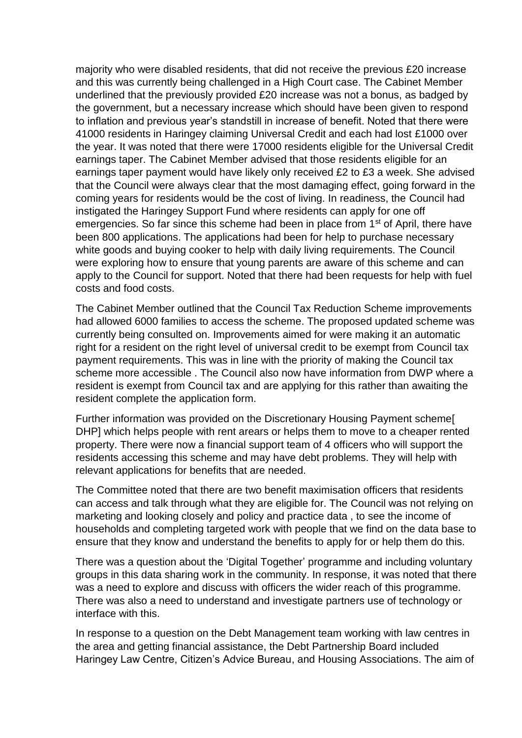majority who were disabled residents, that did not receive the previous £20 increase and this was currently being challenged in a High Court case. The Cabinet Member underlined that the previously provided £20 increase was not a bonus, as badged by the government, but a necessary increase which should have been given to respond to inflation and previous year's standstill in increase of benefit. Noted that there were 41000 residents in Haringey claiming Universal Credit and each had lost £1000 over the year. It was noted that there were 17000 residents eligible for the Universal Credit earnings taper. The Cabinet Member advised that those residents eligible for an earnings taper payment would have likely only received £2 to £3 a week. She advised that the Council were always clear that the most damaging effect, going forward in the coming years for residents would be the cost of living. In readiness, the Council had instigated the Haringey Support Fund where residents can apply for one off emergencies. So far since this scheme had been in place from 1st of April, there have been 800 applications. The applications had been for help to purchase necessary white goods and buying cooker to help with daily living requirements. The Council were exploring how to ensure that young parents are aware of this scheme and can apply to the Council for support. Noted that there had been requests for help with fuel costs and food costs.

The Cabinet Member outlined that the Council Tax Reduction Scheme improvements had allowed 6000 families to access the scheme. The proposed updated scheme was currently being consulted on. Improvements aimed for were making it an automatic right for a resident on the right level of universal credit to be exempt from Council tax payment requirements. This was in line with the priority of making the Council tax scheme more accessible . The Council also now have information from DWP where a resident is exempt from Council tax and are applying for this rather than awaiting the resident complete the application form.

Further information was provided on the Discretionary Housing Payment scheme[ DHP] which helps people with rent arears or helps them to move to a cheaper rented property. There were now a financial support team of 4 officers who will support the residents accessing this scheme and may have debt problems. They will help with relevant applications for benefits that are needed.

The Committee noted that there are two benefit maximisation officers that residents can access and talk through what they are eligible for. The Council was not relying on marketing and looking closely and policy and practice data , to see the income of households and completing targeted work with people that we find on the data base to ensure that they know and understand the benefits to apply for or help them do this.

There was a question about the 'Digital Together' programme and including voluntary groups in this data sharing work in the community. In response, it was noted that there was a need to explore and discuss with officers the wider reach of this programme. There was also a need to understand and investigate partners use of technology or interface with this.

In response to a question on the Debt Management team working with law centres in the area and getting financial assistance, the Debt Partnership Board included Haringey Law Centre, Citizen's Advice Bureau, and Housing Associations. The aim of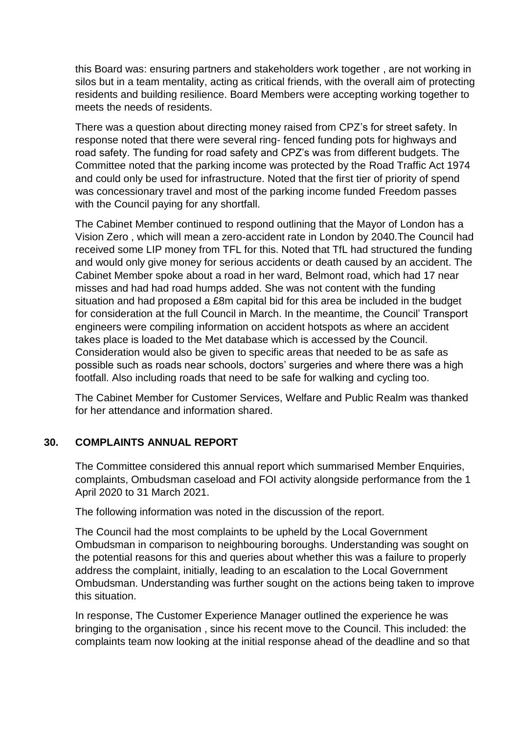this Board was: ensuring partners and stakeholders work together , are not working in silos but in a team mentality, acting as critical friends, with the overall aim of protecting residents and building resilience. Board Members were accepting working together to meets the needs of residents.

There was a question about directing money raised from CPZ's for street safety. In response noted that there were several ring- fenced funding pots for highways and road safety. The funding for road safety and CPZ's was from different budgets. The Committee noted that the parking income was protected by the Road Traffic Act 1974 and could only be used for infrastructure. Noted that the first tier of priority of spend was concessionary travel and most of the parking income funded Freedom passes with the Council paying for any shortfall.

The Cabinet Member continued to respond outlining that the Mayor of London has a Vision Zero , which will mean a zero-accident rate in London by 2040.The Council had received some LIP money from TFL for this. Noted that TfL had structured the funding and would only give money for serious accidents or death caused by an accident. The Cabinet Member spoke about a road in her ward, Belmont road, which had 17 near misses and had had road humps added. She was not content with the funding situation and had proposed a £8m capital bid for this area be included in the budget for consideration at the full Council in March. In the meantime, the Council' Transport engineers were compiling information on accident hotspots as where an accident takes place is loaded to the Met database which is accessed by the Council. Consideration would also be given to specific areas that needed to be as safe as possible such as roads near schools, doctors' surgeries and where there was a high footfall. Also including roads that need to be safe for walking and cycling too.

The Cabinet Member for Customer Services, Welfare and Public Realm was thanked for her attendance and information shared.

## 30. COMPLAINTS ANNUAL REPORT

The Committee considered this annual report which summarised Member Enquiries, complaints, Ombudsman caseload and FOI activity alongside performance from the 1 April 2020 to 31 March 2021.

The following information was noted in the discussion of the report.

The Council had the most complaints to be upheld by the Local Government Ombudsman in comparison to neighbouring boroughs. Understanding was sought on the potential reasons for this and queries about whether this was a failure to properly address the complaint, initially, leading to an escalation to the Local Government Ombudsman. Understanding was further sought on the actions being taken to improve this situation.

In response, The Customer Experience Manager outlined the experience he was bringing to the organisation , since his recent move to the Council. This included: the complaints team now looking at the initial response ahead of the deadline and so that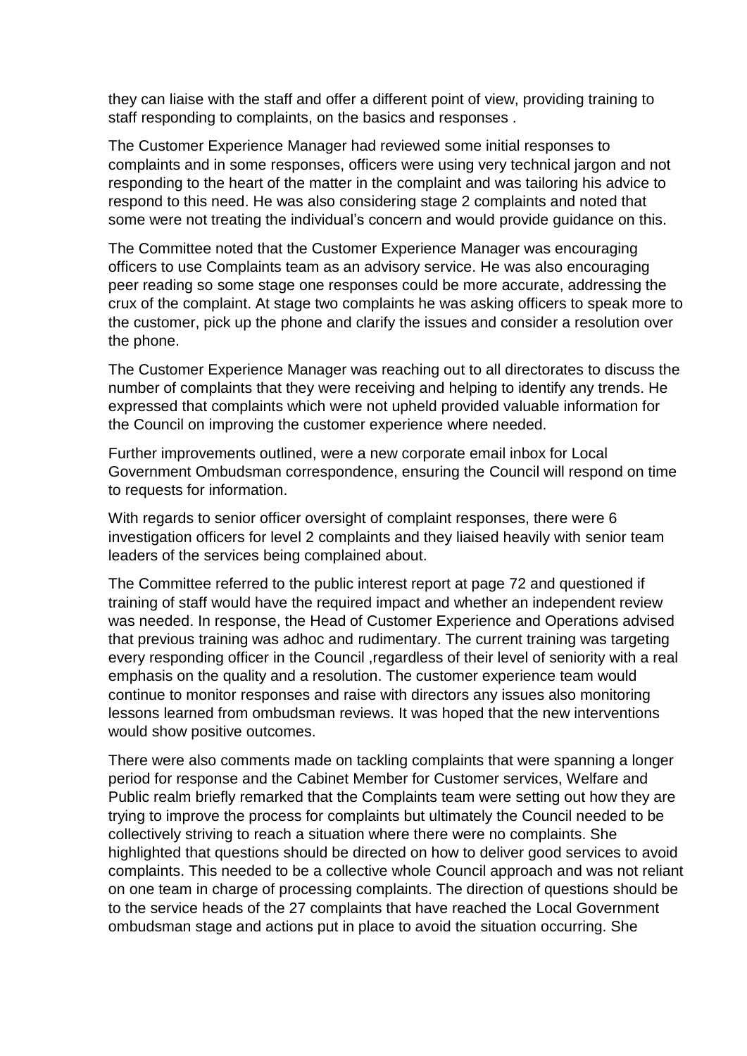they can liaise with the staff and offer a different point of view, providing training to staff responding to complaints, on the basics and responses .

The Customer Experience Manager had reviewed some initial responses to complaints and in some responses, officers were using very technical jargon and not responding to the heart of the matter in the complaint and was tailoring his advice to respond to this need. He was also considering stage 2 complaints and noted that some were not treating the individual's concern and would provide guidance on this.

The Committee noted that the Customer Experience Manager was encouraging officers to use Complaints team as an advisory service. He was also encouraging peer reading so some stage one responses could be more accurate, addressing the crux of the complaint. At stage two complaints he was asking officers to speak more to the customer, pick up the phone and clarify the issues and consider a resolution over the phone.

The Customer Experience Manager was reaching out to all directorates to discuss the number of complaints that they were receiving and helping to identify any trends. He expressed that complaints which were not upheld provided valuable information for the Council on improving the customer experience where needed.

Further improvements outlined, were a new corporate email inbox for Local Government Ombudsman correspondence, ensuring the Council will respond on time to requests for information.

With regards to senior officer oversight of complaint responses, there were 6 investigation officers for level 2 complaints and they liaised heavily with senior team leaders of the services being complained about.

The Committee referred to the public interest report at page 72 and questioned if training of staff would have the required impact and whether an independent review was needed. In response, the Head of Customer Experience and Operations advised that previous training was adhoc and rudimentary. The current training was targeting every responding officer in the Council ,regardless of their level of seniority with a real emphasis on the quality and a resolution. The customer experience team would continue to monitor responses and raise with directors any issues also monitoring lessons learned from ombudsman reviews. It was hoped that the new interventions would show positive outcomes.

There were also comments made on tackling complaints that were spanning a longer period for response and the Cabinet Member for Customer services, Welfare and Public realm briefly remarked that the Complaints team were setting out how they are trying to improve the process for complaints but ultimately the Council needed to be collectively striving to reach a situation where there were no complaints. She highlighted that questions should be directed on how to deliver good services to avoid complaints. This needed to be a collective whole Council approach and was not reliant on one team in charge of processing complaints. The direction of questions should be to the service heads of the 27 complaints that have reached the Local Government ombudsman stage and actions put in place to avoid the situation occurring. She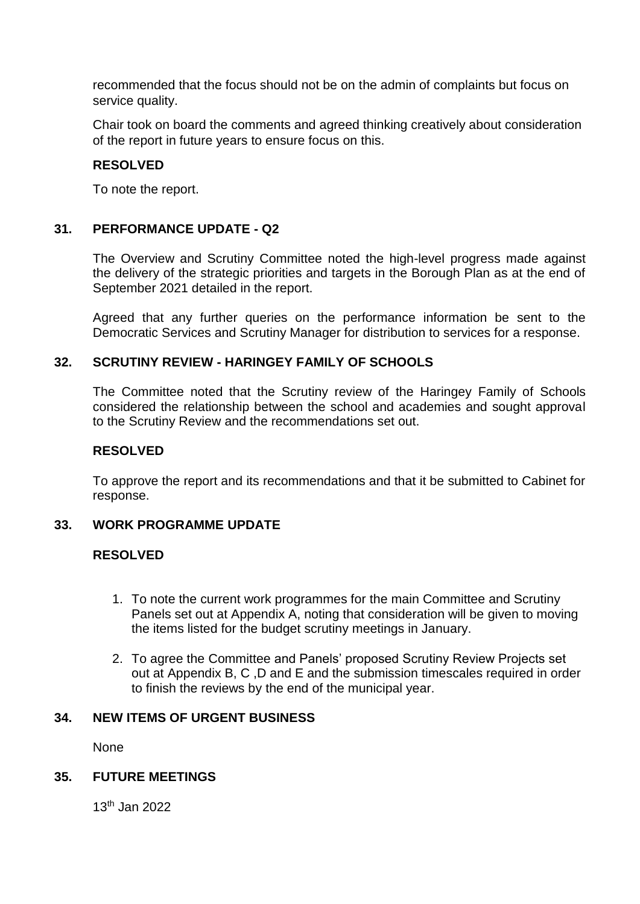recommended that the focus should not be on the admin of complaints but focus on service quality.

Chair took on board the comments and agreed thinking creatively about consideration of the report in future years to ensure focus on this.

**RESOLVED**

To note the report.

## 31. PERFORMANCE UPDATE - Q2

The Overview and Scrutiny Committee noted the high-level progress made against the delivery of the strategic priorities and targets in the Borough Plan as at the end of September 2021 detailed in the report.

Agreed that any further queries on the performance information be sent to the Democratic Services and Scrutiny Manager for distribution to services for a response.

## 32. SCRUTINY REVIEW - HARINGEY FAMILY OF SCHOOLS

The Committee noted that the Scrutiny review of the Haringey Family of Schools considered the relationship between the school and academies and sought approval to the Scrutiny Review and the recommendations set out.

**RESOLVED**

To approve the report and its recommendations and that it be submitted to Cabinet for response.

## 33. WORK PROGRAMME UPDATE

**RESOLVED**

1. To note the current work programmes for the main Committee and Scrutiny Panels set out at Appendix A, noting that consideration will be given to moving the items listed for the budget scrutiny meetings in January.
2. To agree the Committee and Panels' proposed Scrutiny Review Projects set out at Appendix B, C ,D and E and the submission timescales required in order to finish the reviews by the end of the municipal year.

## 34. NEW ITEMS OF URGENT BUSINESS

None

## 35. FUTURE MEETINGS

13th Jan 2022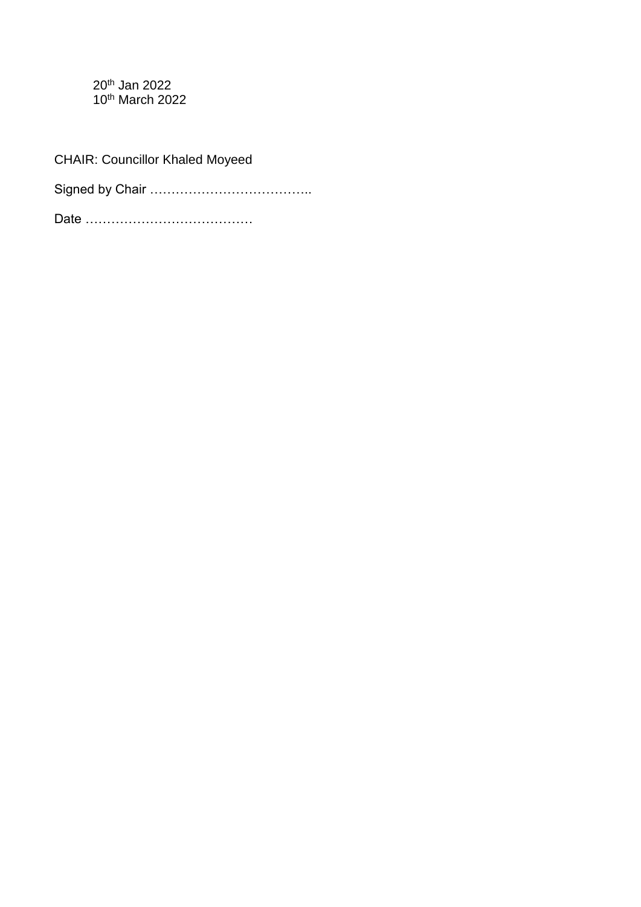20th Jan 2022
10th March 2022

CHAIR: Councillor Khaled Moyeed

Signed by Chair ………………………………..

Date …………………………………